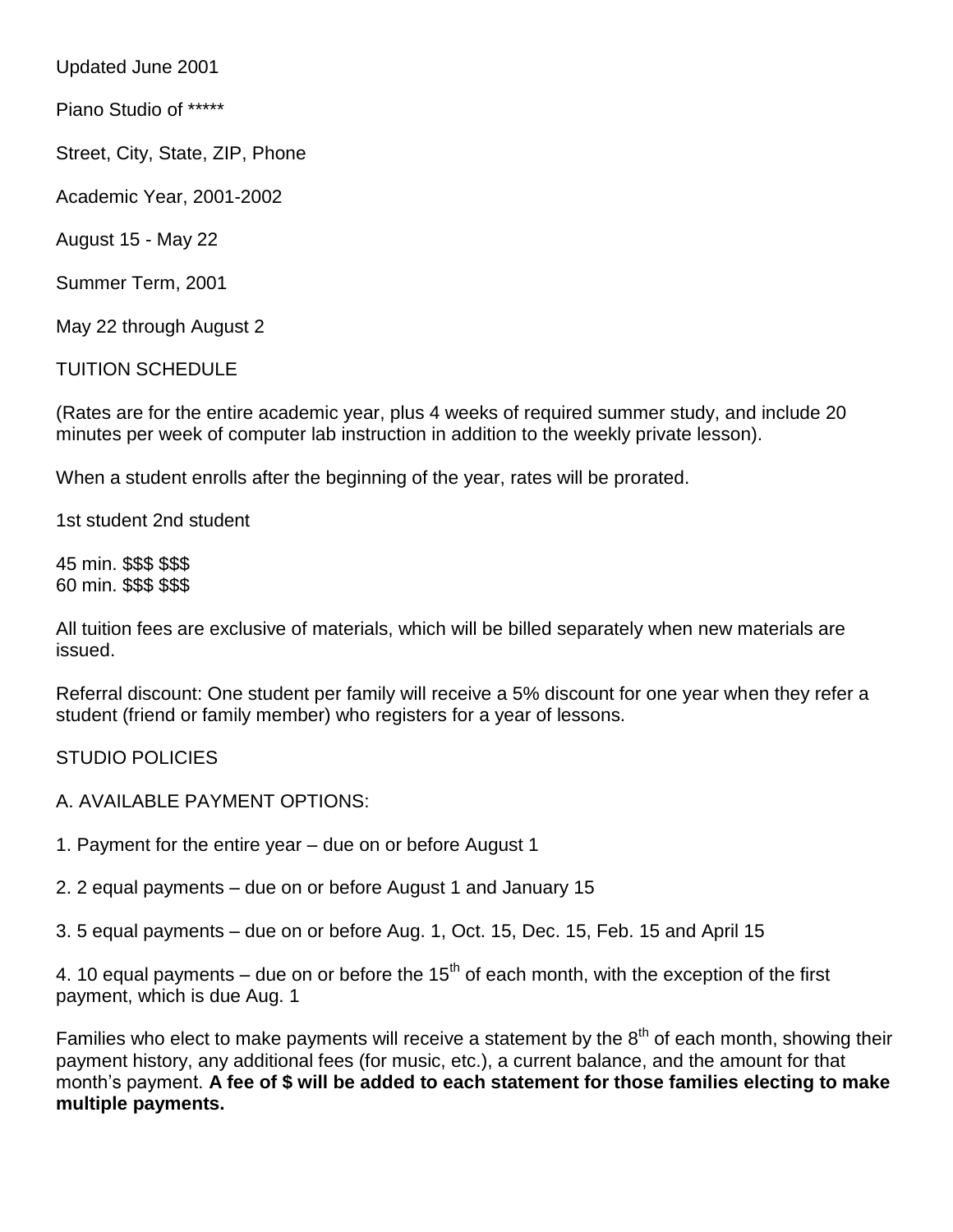Updated June 2001

Piano Studio of *****

Street, City, State, ZIP, Phone

Academic Year, 2001-2002

August 15 - May 22

Summer Term, 2001

May 22 through August 2

## TUITION SCHEDULE

(Rates are for the entire academic year, plus 4 weeks of required summer study, and include 20 minutes per week of computer lab instruction in addition to the weekly private lesson).

When a student enrolls after the beginning of the year, rates will be prorated.

| | 1st student | 2nd student |
|---|---|---|
| 45 min. | $$$ | $$$ |
| 60 min. | $$$ | $$$ |

All tuition fees are exclusive of materials, which will be billed separately when new materials are issued.

Referral discount: One student per family will receive a 5% discount for one year when they refer a student (friend or family member) who registers for a year of lessons.

## STUDIO POLICIES

### A. AVAILABLE PAYMENT OPTIONS:

1. Payment for the entire year – due on or before August 1

2. 2 equal payments – due on or before August 1 and January 15

3. 5 equal payments – due on or before Aug. 1, Oct. 15, Dec. 15, Feb. 15 and April 15

4. 10 equal payments – due on or before the 15th of each month, with the exception of the first payment, which is due Aug. 1

Families who elect to make payments will receive a statement by the 8th of each month, showing their payment history, any additional fees (for music, etc.), a current balance, and the amount for that month's payment. **A fee of $ will be added to each statement for those families electing to make multiple payments.**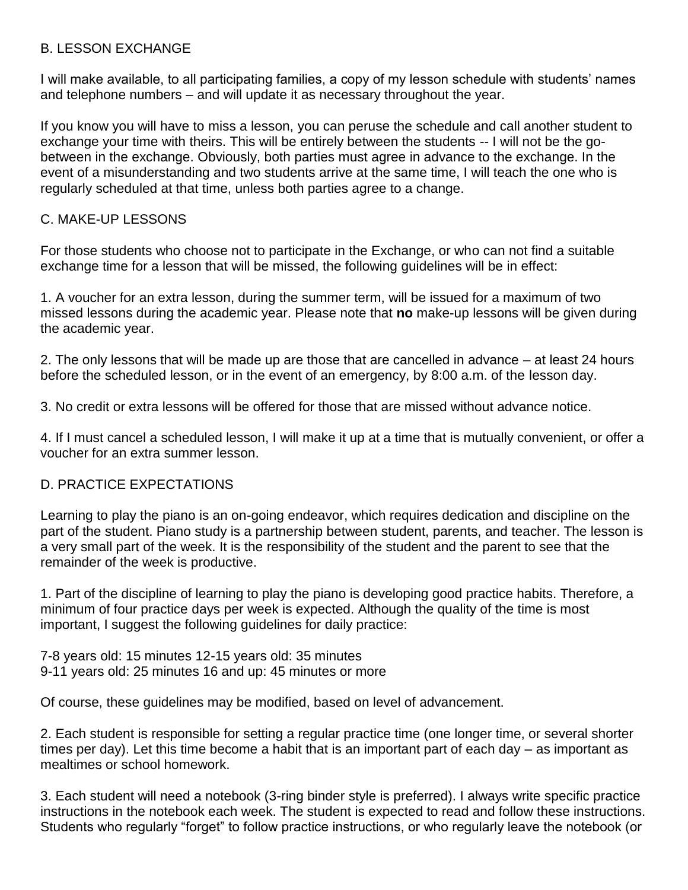## B. LESSON EXCHANGE

I will make available, to all participating families, a copy of my lesson schedule with students' names and telephone numbers – and will update it as necessary throughout the year.

If you know you will have to miss a lesson, you can peruse the schedule and call another student to exchange your time with theirs. This will be entirely between the students -- I will not be the go-between in the exchange. Obviously, both parties must agree in advance to the exchange. In the event of a misunderstanding and two students arrive at the same time, I will teach the one who is regularly scheduled at that time, unless both parties agree to a change.

## C. MAKE-UP LESSONS

For those students who choose not to participate in the Exchange, or who can not find a suitable exchange time for a lesson that will be missed, the following guidelines will be in effect:

1. A voucher for an extra lesson, during the summer term, will be issued for a maximum of two missed lessons during the academic year. Please note that **no** make-up lessons will be given during the academic year.

2. The only lessons that will be made up are those that are cancelled in advance – at least 24 hours before the scheduled lesson, or in the event of an emergency, by 8:00 a.m. of the lesson day.

3. No credit or extra lessons will be offered for those that are missed without advance notice.

4. If I must cancel a scheduled lesson, I will make it up at a time that is mutually convenient, or offer a voucher for an extra summer lesson.

## D. PRACTICE EXPECTATIONS

Learning to play the piano is an on-going endeavor, which requires dedication and discipline on the part of the student. Piano study is a partnership between student, parents, and teacher. The lesson is a very small part of the week. It is the responsibility of the student and the parent to see that the remainder of the week is productive.

1. Part of the discipline of learning to play the piano is developing good practice habits. Therefore, a minimum of four practice days per week is expected. Although the quality of the time is most important, I suggest the following guidelines for daily practice:

7-8 years old: 15 minutes 12-15 years old: 35 minutes
9-11 years old: 25 minutes 16 and up: 45 minutes or more

Of course, these guidelines may be modified, based on level of advancement.

2. Each student is responsible for setting a regular practice time (one longer time, or several shorter times per day). Let this time become a habit that is an important part of each day – as important as mealtimes or school homework.

3. Each student will need a notebook (3-ring binder style is preferred). I always write specific practice instructions in the notebook each week. The student is expected to read and follow these instructions. Students who regularly "forget" to follow practice instructions, or who regularly leave the notebook (or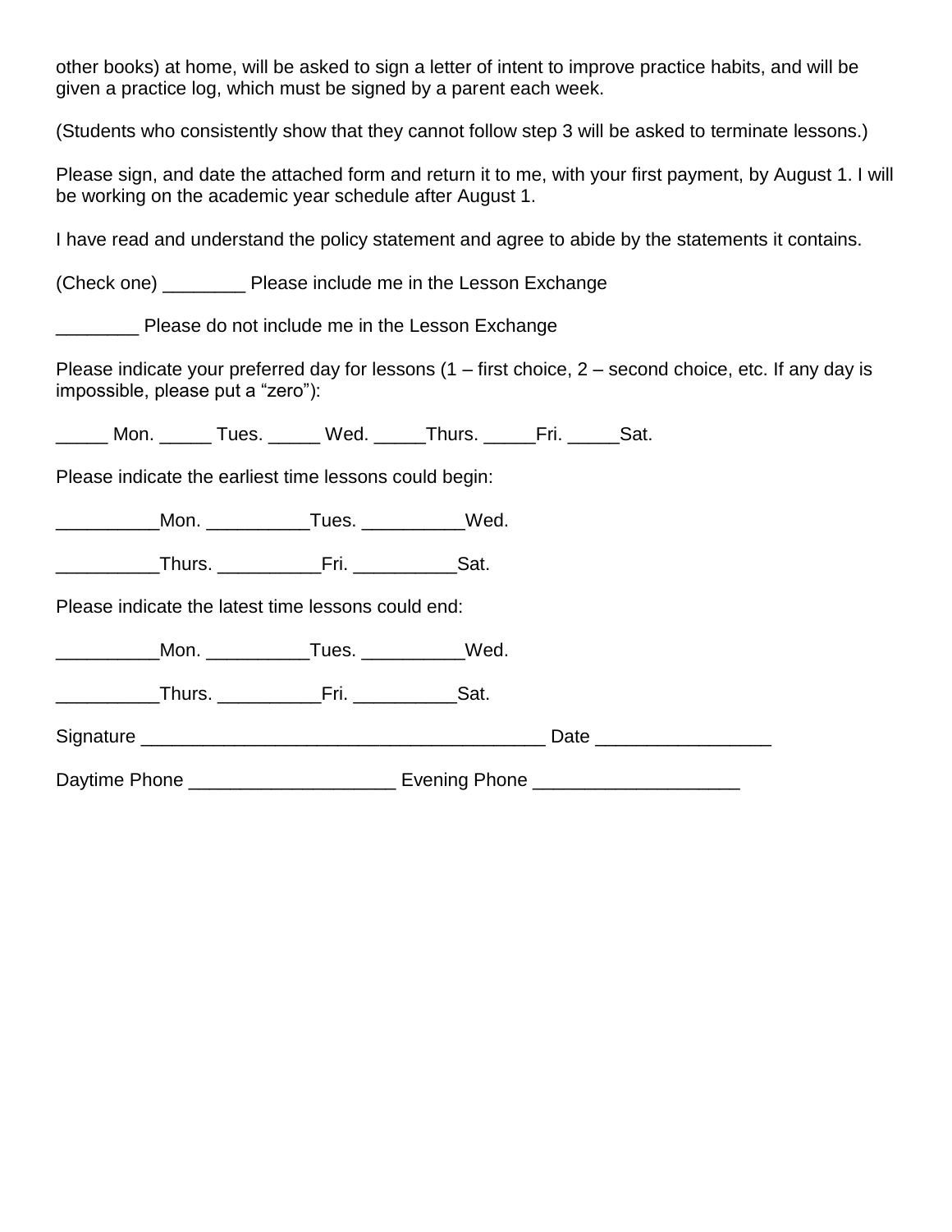other books) at home, will be asked to sign a letter of intent to improve practice habits, and will be given a practice log, which must be signed by a parent each week.

(Students who consistently show that they cannot follow step 3 will be asked to terminate lessons.)

Please sign, and date the attached form and return it to me, with your first payment, by August 1. I will be working on the academic year schedule after August 1.

I have read and understand the policy statement and agree to abide by the statements it contains.

(Check one) ________ Please include me in the Lesson Exchange

________ Please do not include me in the Lesson Exchange

Please indicate your preferred day for lessons (1 – first choice, 2 – second choice, etc. If any day is impossible, please put a "zero"):

_____ Mon. _____ Tues. _____ Wed. _____Thurs. _____Fri. _____Sat.

Please indicate the earliest time lessons could begin:

__________Mon. __________Tues. __________Wed.

__________Thurs. __________Fri. __________Sat.

Please indicate the latest time lessons could end:

__________Mon. __________Tues. __________Wed.

__________Thurs. __________Fri. __________Sat.

Signature _______________________________________ Date _________________

Daytime Phone ____________________ Evening Phone ____________________